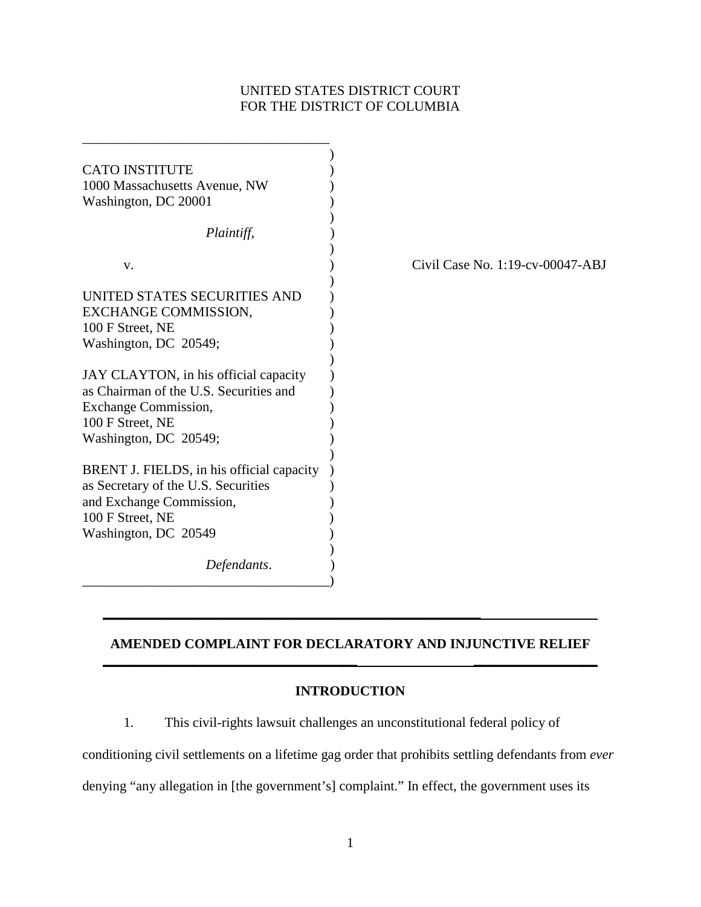UNITED STATES DISTRICT COURT
FOR THE DISTRICT OF COLUMBIA

CATO INSTITUTE
1000 Massachusetts Avenue, NW
Washington, DC 20001

*Plaintiff*,

v.

UNITED STATES SECURITIES AND EXCHANGE COMMISSION,
100 F Street, NE
Washington, DC 20549;

JAY CLAYTON, in his official capacity as Chairman of the U.S. Securities and Exchange Commission,
100 F Street, NE
Washington, DC 20549;

BRENT J. FIELDS, in his official capacity as Secretary of the U.S. Securities and Exchange Commission,
100 F Street, NE
Washington, DC 20549

*Defendants*.

Civil Case No. 1:19-cv-00047-ABJ

## AMENDED COMPLAINT FOR DECLARATORY AND INJUNCTIVE RELIEF

### INTRODUCTION

1. This civil-rights lawsuit challenges an unconstitutional federal policy of conditioning civil settlements on a lifetime gag order that prohibits settling defendants from *ever* denying "any allegation in [the government's] complaint." In effect, the government uses its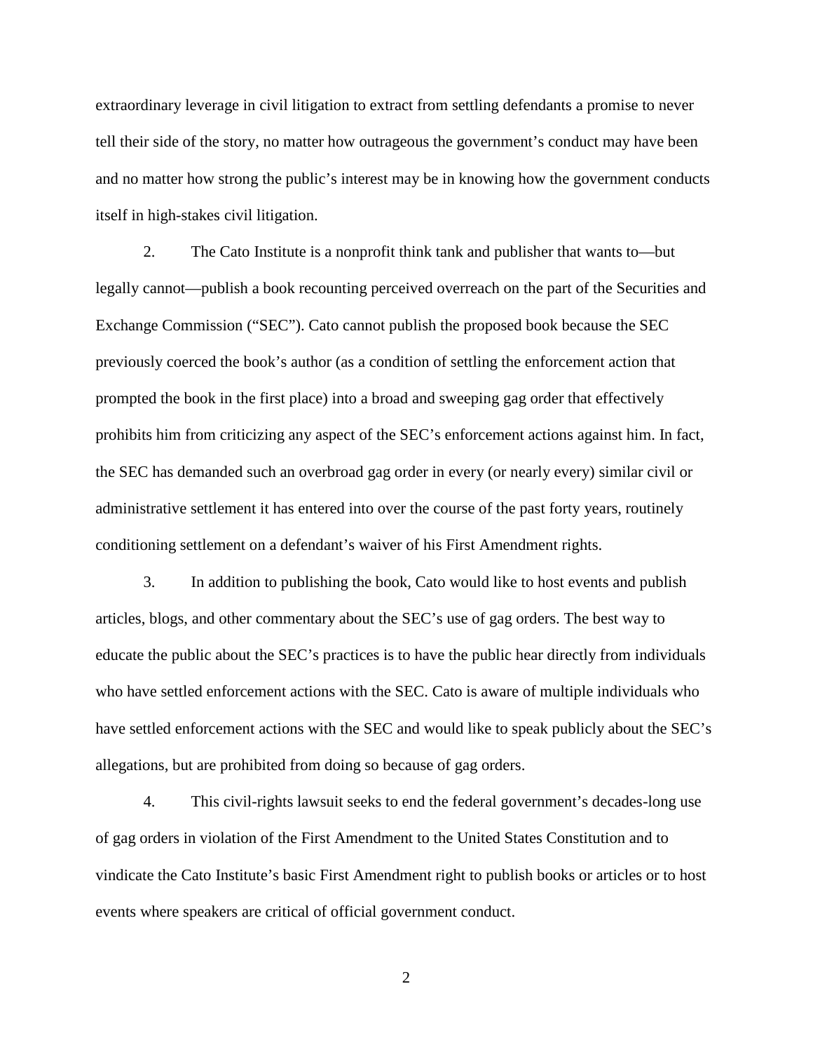extraordinary leverage in civil litigation to extract from settling defendants a promise to never tell their side of the story, no matter how outrageous the government's conduct may have been and no matter how strong the public's interest may be in knowing how the government conducts itself in high-stakes civil litigation.

2. The Cato Institute is a nonprofit think tank and publisher that wants to—but legally cannot—publish a book recounting perceived overreach on the part of the Securities and Exchange Commission ("SEC"). Cato cannot publish the proposed book because the SEC previously coerced the book's author (as a condition of settling the enforcement action that prompted the book in the first place) into a broad and sweeping gag order that effectively prohibits him from criticizing any aspect of the SEC's enforcement actions against him. In fact, the SEC has demanded such an overbroad gag order in every (or nearly every) similar civil or administrative settlement it has entered into over the course of the past forty years, routinely conditioning settlement on a defendant's waiver of his First Amendment rights.

3. In addition to publishing the book, Cato would like to host events and publish articles, blogs, and other commentary about the SEC's use of gag orders. The best way to educate the public about the SEC's practices is to have the public hear directly from individuals who have settled enforcement actions with the SEC. Cato is aware of multiple individuals who have settled enforcement actions with the SEC and would like to speak publicly about the SEC's allegations, but are prohibited from doing so because of gag orders.

4. This civil-rights lawsuit seeks to end the federal government's decades-long use of gag orders in violation of the First Amendment to the United States Constitution and to vindicate the Cato Institute's basic First Amendment right to publish books or articles or to host events where speakers are critical of official government conduct.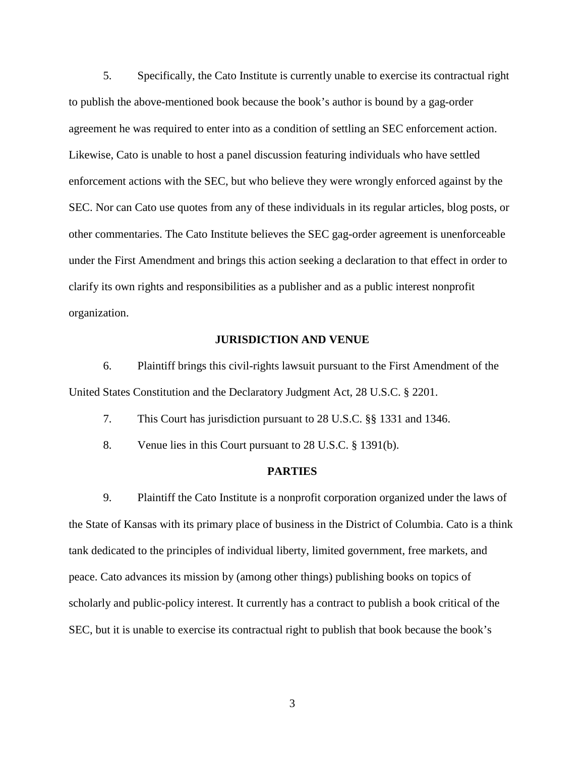5. Specifically, the Cato Institute is currently unable to exercise its contractual right to publish the above-mentioned book because the book's author is bound by a gag-order agreement he was required to enter into as a condition of settling an SEC enforcement action. Likewise, Cato is unable to host a panel discussion featuring individuals who have settled enforcement actions with the SEC, but who believe they were wrongly enforced against by the SEC. Nor can Cato use quotes from any of these individuals in its regular articles, blog posts, or other commentaries. The Cato Institute believes the SEC gag-order agreement is unenforceable under the First Amendment and brings this action seeking a declaration to that effect in order to clarify its own rights and responsibilities as a publisher and as a public interest nonprofit organization.

## JURISDICTION AND VENUE

6. Plaintiff brings this civil-rights lawsuit pursuant to the First Amendment of the United States Constitution and the Declaratory Judgment Act, 28 U.S.C. § 2201.

7. This Court has jurisdiction pursuant to 28 U.S.C. §§ 1331 and 1346.

8. Venue lies in this Court pursuant to 28 U.S.C. § 1391(b).

## PARTIES

9. Plaintiff the Cato Institute is a nonprofit corporation organized under the laws of the State of Kansas with its primary place of business in the District of Columbia. Cato is a think tank dedicated to the principles of individual liberty, limited government, free markets, and peace. Cato advances its mission by (among other things) publishing books on topics of scholarly and public-policy interest. It currently has a contract to publish a book critical of the SEC, but it is unable to exercise its contractual right to publish that book because the book's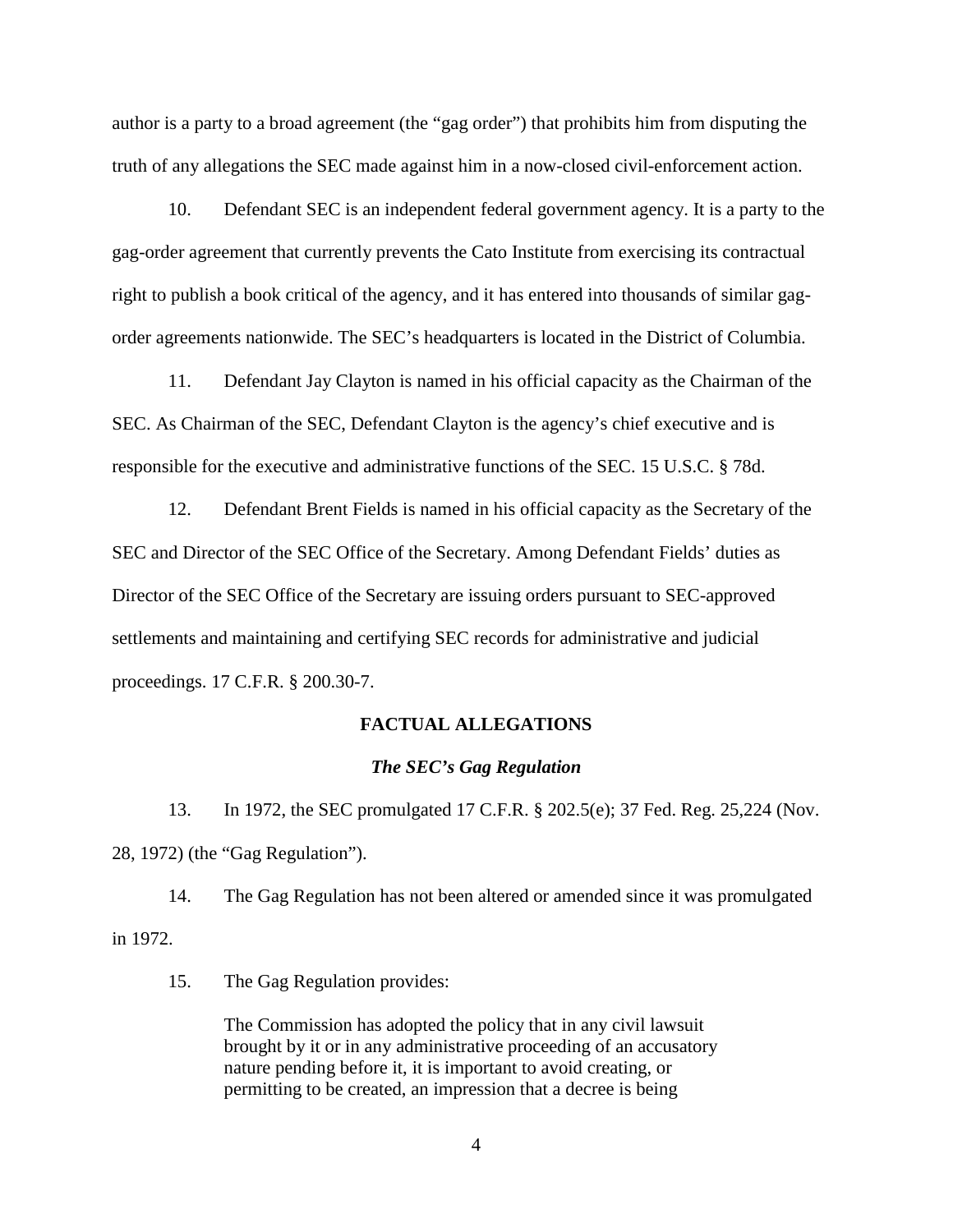author is a party to a broad agreement (the "gag order") that prohibits him from disputing the truth of any allegations the SEC made against him in a now-closed civil-enforcement action.

10. Defendant SEC is an independent federal government agency. It is a party to the gag-order agreement that currently prevents the Cato Institute from exercising its contractual right to publish a book critical of the agency, and it has entered into thousands of similar gag-order agreements nationwide. The SEC's headquarters is located in the District of Columbia.

11. Defendant Jay Clayton is named in his official capacity as the Chairman of the SEC. As Chairman of the SEC, Defendant Clayton is the agency's chief executive and is responsible for the executive and administrative functions of the SEC. 15 U.S.C. § 78d.

12. Defendant Brent Fields is named in his official capacity as the Secretary of the SEC and Director of the SEC Office of the Secretary. Among Defendant Fields' duties as Director of the SEC Office of the Secretary are issuing orders pursuant to SEC-approved settlements and maintaining and certifying SEC records for administrative and judicial proceedings. 17 C.F.R. § 200.30-7.

## FACTUAL ALLEGATIONS

### *The SEC's Gag Regulation*

13. In 1972, the SEC promulgated 17 C.F.R. § 202.5(e); 37 Fed. Reg. 25,224 (Nov. 28, 1972) (the "Gag Regulation").

14. The Gag Regulation has not been altered or amended since it was promulgated in 1972.

15. The Gag Regulation provides:

> The Commission has adopted the policy that in any civil lawsuit brought by it or in any administrative proceeding of an accusatory nature pending before it, it is important to avoid creating, or permitting to be created, an impression that a decree is being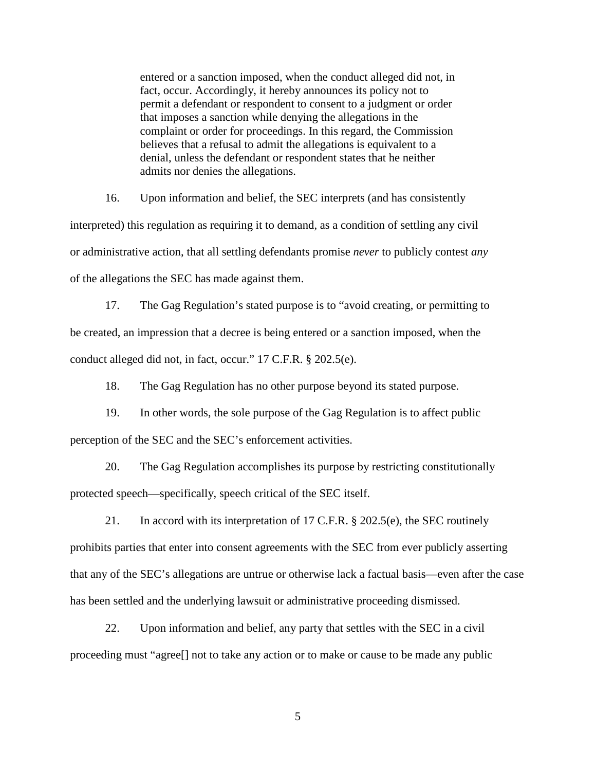> entered or a sanction imposed, when the conduct alleged did not, in fact, occur. Accordingly, it hereby announces its policy not to permit a defendant or respondent to consent to a judgment or order that imposes a sanction while denying the allegations in the complaint or order for proceedings. In this regard, the Commission believes that a refusal to admit the allegations is equivalent to a denial, unless the defendant or respondent states that he neither admits nor denies the allegations.

16. Upon information and belief, the SEC interprets (and has consistently interpreted) this regulation as requiring it to demand, as a condition of settling any civil or administrative action, that all settling defendants promise *never* to publicly contest *any* of the allegations the SEC has made against them.

17. The Gag Regulation's stated purpose is to "avoid creating, or permitting to be created, an impression that a decree is being entered or a sanction imposed, when the conduct alleged did not, in fact, occur." 17 C.F.R. § 202.5(e).

18. The Gag Regulation has no other purpose beyond its stated purpose.

19. In other words, the sole purpose of the Gag Regulation is to affect public perception of the SEC and the SEC's enforcement activities.

20. The Gag Regulation accomplishes its purpose by restricting constitutionally protected speech—specifically, speech critical of the SEC itself.

21. In accord with its interpretation of 17 C.F.R. § 202.5(e), the SEC routinely prohibits parties that enter into consent agreements with the SEC from ever publicly asserting that any of the SEC's allegations are untrue or otherwise lack a factual basis—even after the case has been settled and the underlying lawsuit or administrative proceeding dismissed.

22. Upon information and belief, any party that settles with the SEC in a civil proceeding must "agree[] not to take any action or to make or cause to be made any public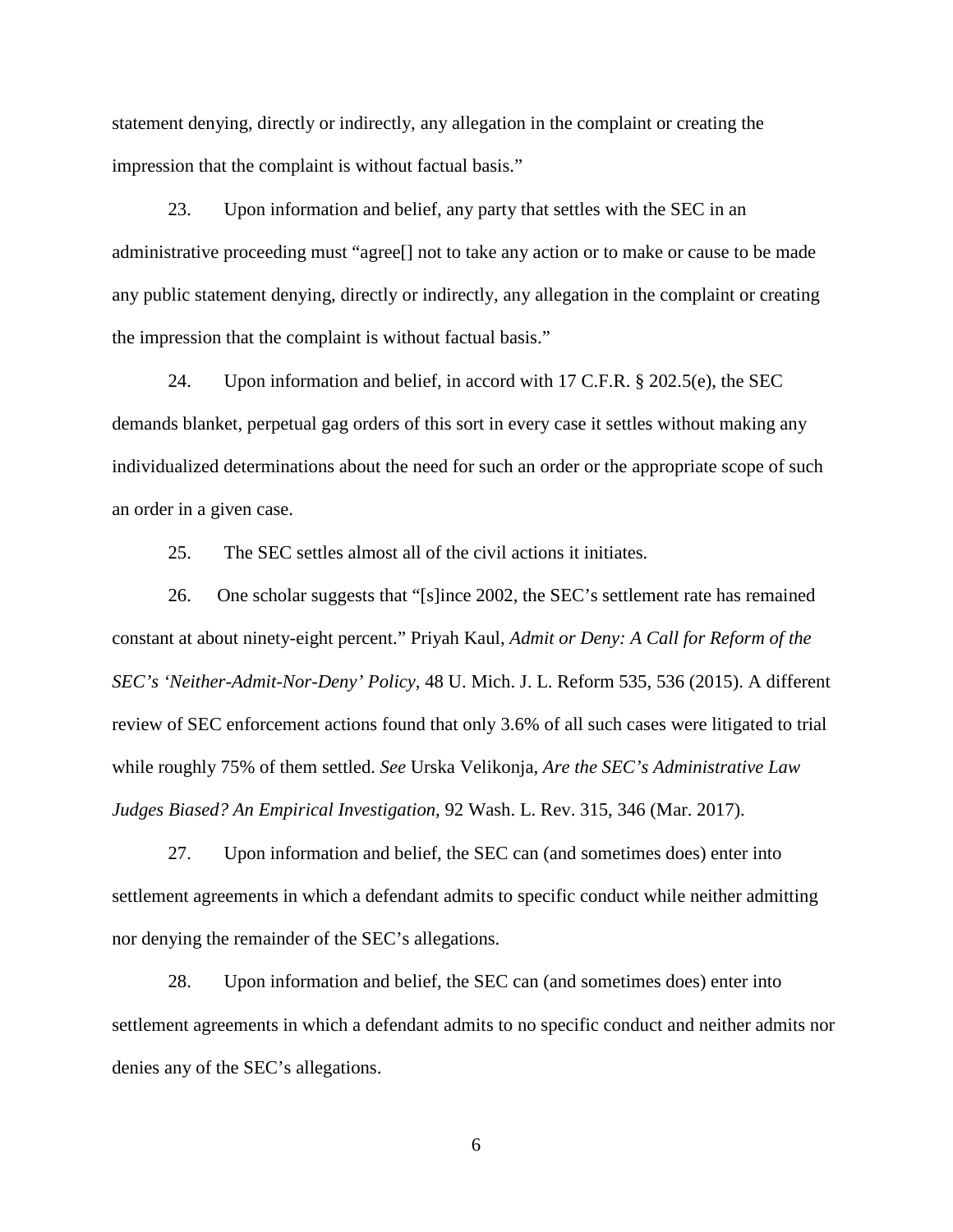statement denying, directly or indirectly, any allegation in the complaint or creating the impression that the complaint is without factual basis."

23. Upon information and belief, any party that settles with the SEC in an administrative proceeding must "agree[] not to take any action or to make or cause to be made any public statement denying, directly or indirectly, any allegation in the complaint or creating the impression that the complaint is without factual basis."

24. Upon information and belief, in accord with 17 C.F.R. § 202.5(e), the SEC demands blanket, perpetual gag orders of this sort in every case it settles without making any individualized determinations about the need for such an order or the appropriate scope of such an order in a given case.

25. The SEC settles almost all of the civil actions it initiates.

26. One scholar suggests that "[s]ince 2002, the SEC's settlement rate has remained constant at about ninety-eight percent." Priyah Kaul, *Admit or Deny: A Call for Reform of the SEC's 'Neither-Admit-Nor-Deny' Policy*, 48 U. Mich. J. L. Reform 535, 536 (2015). A different review of SEC enforcement actions found that only 3.6% of all such cases were litigated to trial while roughly 75% of them settled. *See* Urska Velikonja, *Are the SEC's Administrative Law Judges Biased? An Empirical Investigation*, 92 Wash. L. Rev. 315, 346 (Mar. 2017).

27. Upon information and belief, the SEC can (and sometimes does) enter into settlement agreements in which a defendant admits to specific conduct while neither admitting nor denying the remainder of the SEC's allegations.

28. Upon information and belief, the SEC can (and sometimes does) enter into settlement agreements in which a defendant admits to no specific conduct and neither admits nor denies any of the SEC's allegations.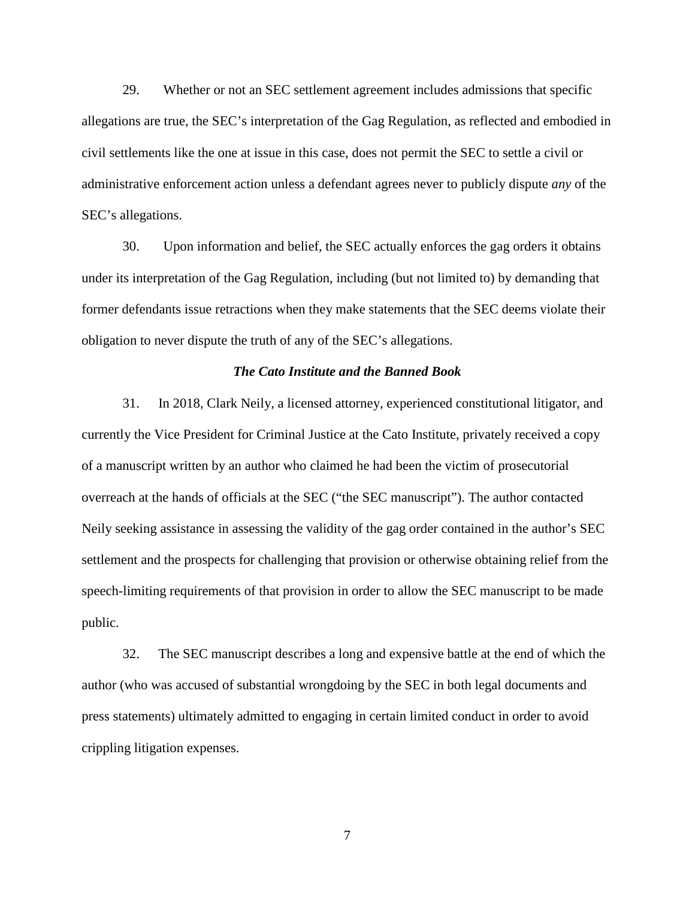29. Whether or not an SEC settlement agreement includes admissions that specific allegations are true, the SEC's interpretation of the Gag Regulation, as reflected and embodied in civil settlements like the one at issue in this case, does not permit the SEC to settle a civil or administrative enforcement action unless a defendant agrees never to publicly dispute *any* of the SEC's allegations.

30. Upon information and belief, the SEC actually enforces the gag orders it obtains under its interpretation of the Gag Regulation, including (but not limited to) by demanding that former defendants issue retractions when they make statements that the SEC deems violate their obligation to never dispute the truth of any of the SEC's allegations.

### *The Cato Institute and the Banned Book*

31. In 2018, Clark Neily, a licensed attorney, experienced constitutional litigator, and currently the Vice President for Criminal Justice at the Cato Institute, privately received a copy of a manuscript written by an author who claimed he had been the victim of prosecutorial overreach at the hands of officials at the SEC ("the SEC manuscript"). The author contacted Neily seeking assistance in assessing the validity of the gag order contained in the author's SEC settlement and the prospects for challenging that provision or otherwise obtaining relief from the speech-limiting requirements of that provision in order to allow the SEC manuscript to be made public.

32. The SEC manuscript describes a long and expensive battle at the end of which the author (who was accused of substantial wrongdoing by the SEC in both legal documents and press statements) ultimately admitted to engaging in certain limited conduct in order to avoid crippling litigation expenses.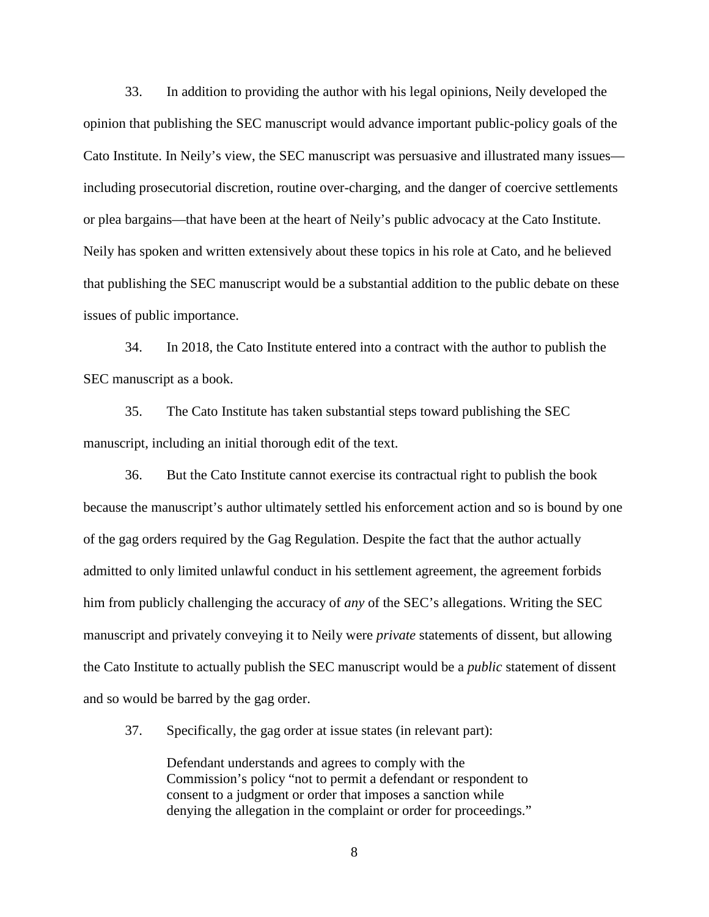33. In addition to providing the author with his legal opinions, Neily developed the opinion that publishing the SEC manuscript would advance important public-policy goals of the Cato Institute. In Neily's view, the SEC manuscript was persuasive and illustrated many issues—including prosecutorial discretion, routine over-charging, and the danger of coercive settlements or plea bargains—that have been at the heart of Neily's public advocacy at the Cato Institute. Neily has spoken and written extensively about these topics in his role at Cato, and he believed that publishing the SEC manuscript would be a substantial addition to the public debate on these issues of public importance.

34. In 2018, the Cato Institute entered into a contract with the author to publish the SEC manuscript as a book.

35. The Cato Institute has taken substantial steps toward publishing the SEC manuscript, including an initial thorough edit of the text.

36. But the Cato Institute cannot exercise its contractual right to publish the book because the manuscript's author ultimately settled his enforcement action and so is bound by one of the gag orders required by the Gag Regulation. Despite the fact that the author actually admitted to only limited unlawful conduct in his settlement agreement, the agreement forbids him from publicly challenging the accuracy of *any* of the SEC's allegations. Writing the SEC manuscript and privately conveying it to Neily were *private* statements of dissent, but allowing the Cato Institute to actually publish the SEC manuscript would be a *public* statement of dissent and so would be barred by the gag order.

37. Specifically, the gag order at issue states (in relevant part):

> Defendant understands and agrees to comply with the Commission's policy "not to permit a defendant or respondent to consent to a judgment or order that imposes a sanction while denying the allegation in the complaint or order for proceedings."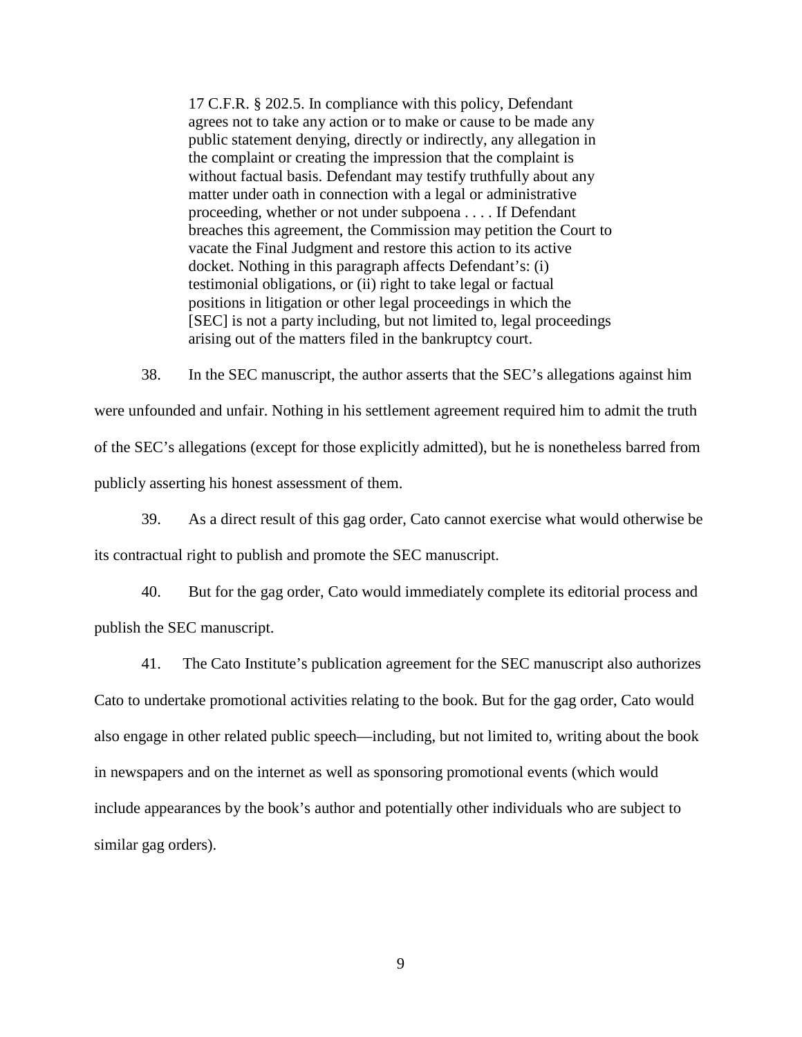> 17 C.F.R. § 202.5. In compliance with this policy, Defendant agrees not to take any action or to make or cause to be made any public statement denying, directly or indirectly, any allegation in the complaint or creating the impression that the complaint is without factual basis. Defendant may testify truthfully about any matter under oath in connection with a legal or administrative proceeding, whether or not under subpoena . . . . If Defendant breaches this agreement, the Commission may petition the Court to vacate the Final Judgment and restore this action to its active docket. Nothing in this paragraph affects Defendant's: (i) testimonial obligations, or (ii) right to take legal or factual positions in litigation or other legal proceedings in which the [SEC] is not a party including, but not limited to, legal proceedings arising out of the matters filed in the bankruptcy court.

38. In the SEC manuscript, the author asserts that the SEC's allegations against him were unfounded and unfair. Nothing in his settlement agreement required him to admit the truth of the SEC's allegations (except for those explicitly admitted), but he is nonetheless barred from publicly asserting his honest assessment of them.

39. As a direct result of this gag order, Cato cannot exercise what would otherwise be its contractual right to publish and promote the SEC manuscript.

40. But for the gag order, Cato would immediately complete its editorial process and publish the SEC manuscript.

41. The Cato Institute's publication agreement for the SEC manuscript also authorizes Cato to undertake promotional activities relating to the book. But for the gag order, Cato would also engage in other related public speech—including, but not limited to, writing about the book in newspapers and on the internet as well as sponsoring promotional events (which would include appearances by the book's author and potentially other individuals who are subject to similar gag orders).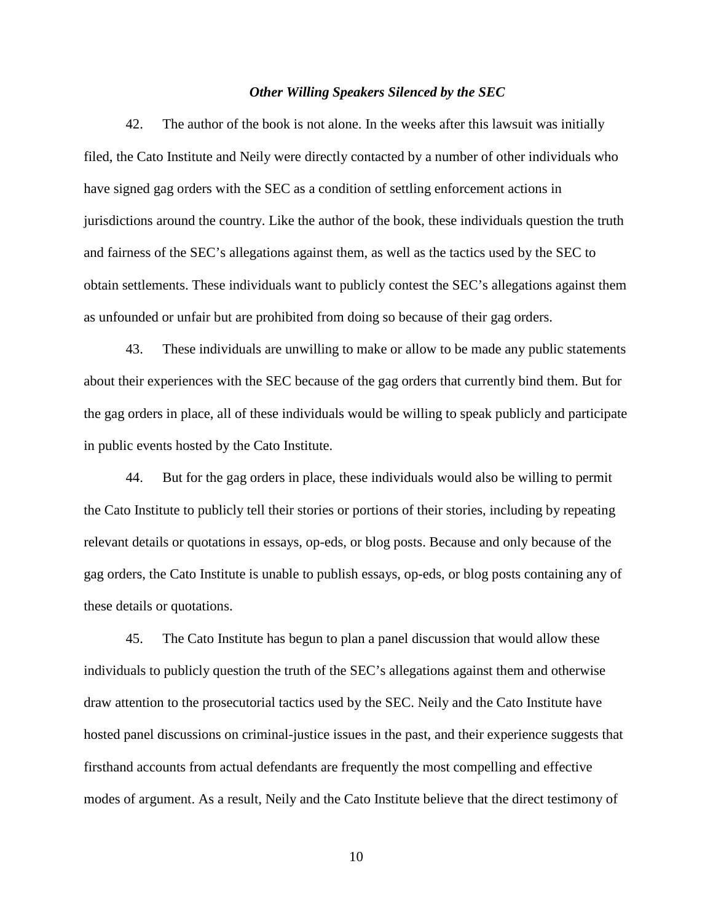### *Other Willing Speakers Silenced by the SEC*

42. The author of the book is not alone. In the weeks after this lawsuit was initially filed, the Cato Institute and Neily were directly contacted by a number of other individuals who have signed gag orders with the SEC as a condition of settling enforcement actions in jurisdictions around the country. Like the author of the book, these individuals question the truth and fairness of the SEC's allegations against them, as well as the tactics used by the SEC to obtain settlements. These individuals want to publicly contest the SEC's allegations against them as unfounded or unfair but are prohibited from doing so because of their gag orders.

43. These individuals are unwilling to make or allow to be made any public statements about their experiences with the SEC because of the gag orders that currently bind them. But for the gag orders in place, all of these individuals would be willing to speak publicly and participate in public events hosted by the Cato Institute.

44. But for the gag orders in place, these individuals would also be willing to permit the Cato Institute to publicly tell their stories or portions of their stories, including by repeating relevant details or quotations in essays, op-eds, or blog posts. Because and only because of the gag orders, the Cato Institute is unable to publish essays, op-eds, or blog posts containing any of these details or quotations.

45. The Cato Institute has begun to plan a panel discussion that would allow these individuals to publicly question the truth of the SEC's allegations against them and otherwise draw attention to the prosecutorial tactics used by the SEC. Neily and the Cato Institute have hosted panel discussions on criminal-justice issues in the past, and their experience suggests that firsthand accounts from actual defendants are frequently the most compelling and effective modes of argument. As a result, Neily and the Cato Institute believe that the direct testimony of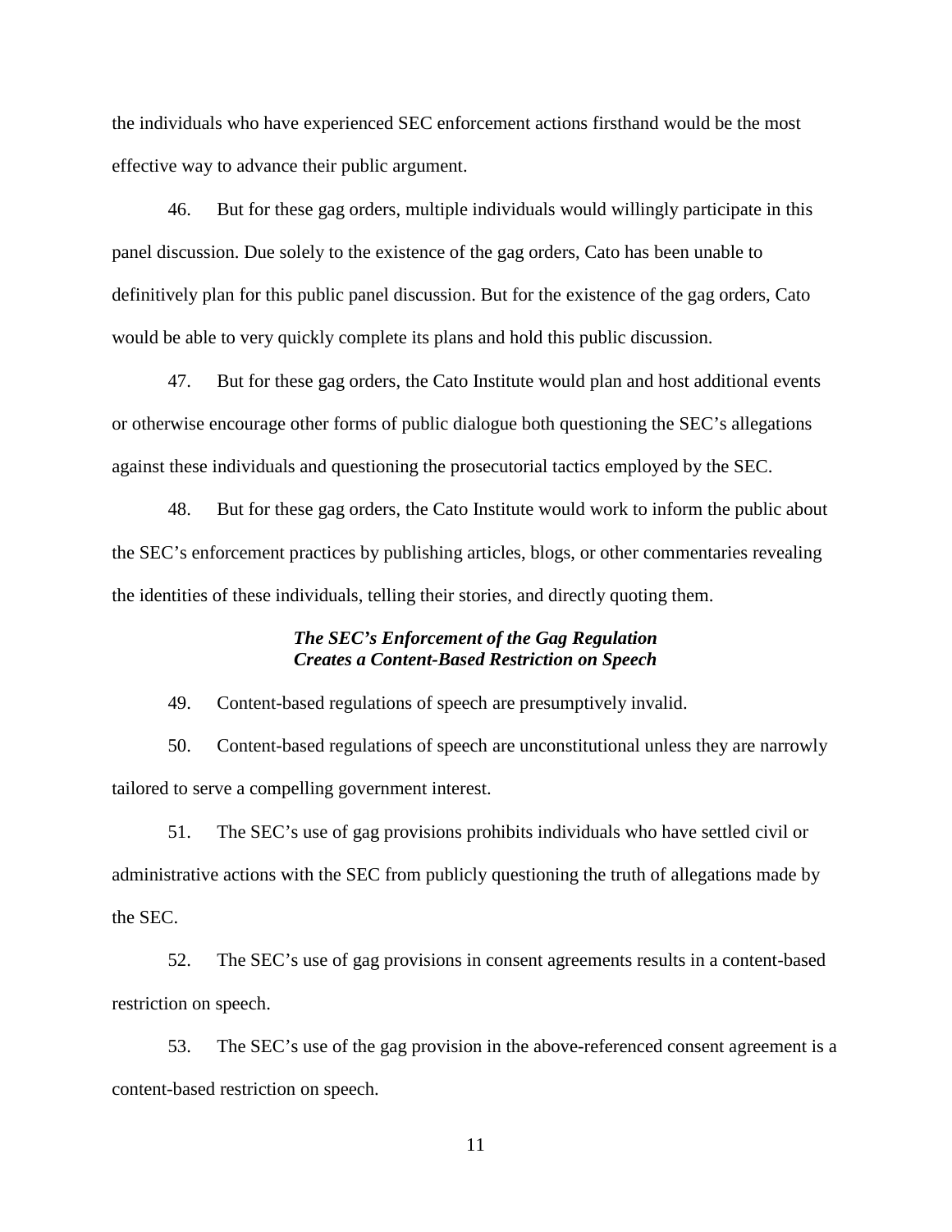the individuals who have experienced SEC enforcement actions firsthand would be the most effective way to advance their public argument.

46. But for these gag orders, multiple individuals would willingly participate in this panel discussion. Due solely to the existence of the gag orders, Cato has been unable to definitively plan for this public panel discussion. But for the existence of the gag orders, Cato would be able to very quickly complete its plans and hold this public discussion.

47. But for these gag orders, the Cato Institute would plan and host additional events or otherwise encourage other forms of public dialogue both questioning the SEC's allegations against these individuals and questioning the prosecutorial tactics employed by the SEC.

48. But for these gag orders, the Cato Institute would work to inform the public about the SEC's enforcement practices by publishing articles, blogs, or other commentaries revealing the identities of these individuals, telling their stories, and directly quoting them.

***The SEC's Enforcement of the Gag Regulation Creates a Content-Based Restriction on Speech***

49. Content-based regulations of speech are presumptively invalid.

50. Content-based regulations of speech are unconstitutional unless they are narrowly tailored to serve a compelling government interest.

51. The SEC's use of gag provisions prohibits individuals who have settled civil or administrative actions with the SEC from publicly questioning the truth of allegations made by the SEC.

52. The SEC's use of gag provisions in consent agreements results in a content-based restriction on speech.

53. The SEC's use of the gag provision in the above-referenced consent agreement is a content-based restriction on speech.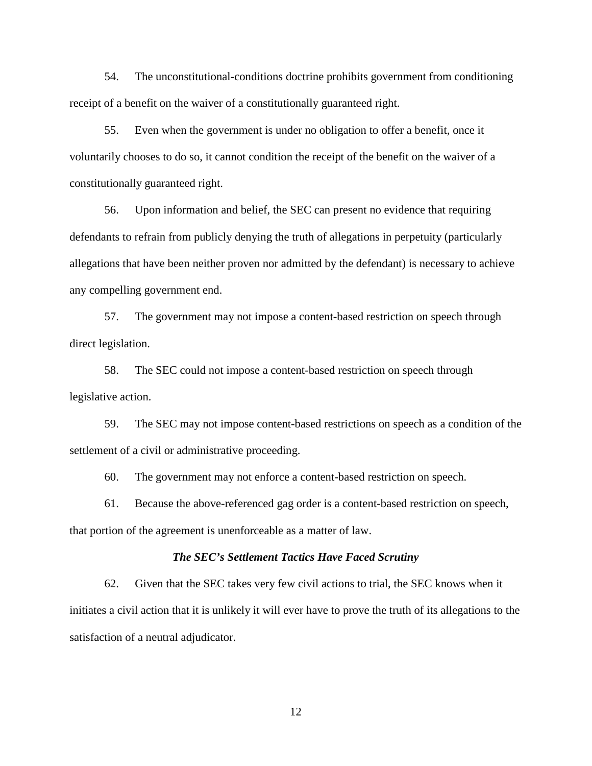54. The unconstitutional-conditions doctrine prohibits government from conditioning receipt of a benefit on the waiver of a constitutionally guaranteed right.

55. Even when the government is under no obligation to offer a benefit, once it voluntarily chooses to do so, it cannot condition the receipt of the benefit on the waiver of a constitutionally guaranteed right.

56. Upon information and belief, the SEC can present no evidence that requiring defendants to refrain from publicly denying the truth of allegations in perpetuity (particularly allegations that have been neither proven nor admitted by the defendant) is necessary to achieve any compelling government end.

57. The government may not impose a content-based restriction on speech through direct legislation.

58. The SEC could not impose a content-based restriction on speech through legislative action.

59. The SEC may not impose content-based restrictions on speech as a condition of the settlement of a civil or administrative proceeding.

60. The government may not enforce a content-based restriction on speech.

61. Because the above-referenced gag order is a content-based restriction on speech, that portion of the agreement is unenforceable as a matter of law.

### *The SEC's Settlement Tactics Have Faced Scrutiny*

62. Given that the SEC takes very few civil actions to trial, the SEC knows when it initiates a civil action that it is unlikely it will ever have to prove the truth of its allegations to the satisfaction of a neutral adjudicator.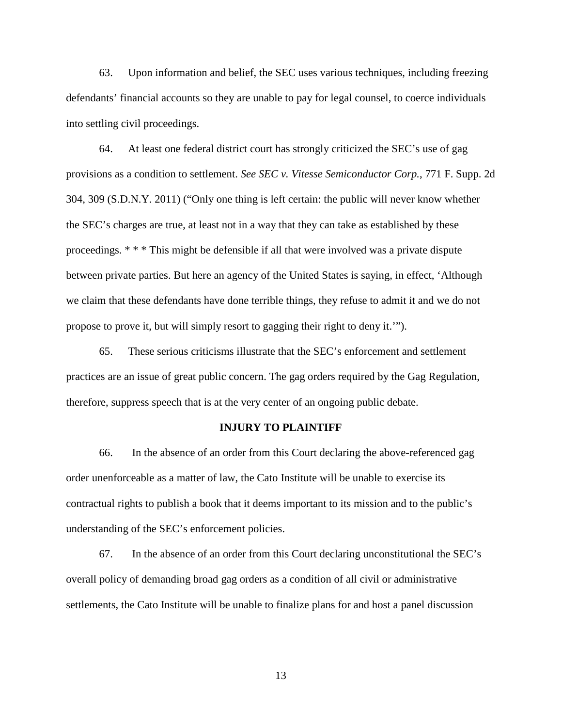63. Upon information and belief, the SEC uses various techniques, including freezing defendants' financial accounts so they are unable to pay for legal counsel, to coerce individuals into settling civil proceedings.

64. At least one federal district court has strongly criticized the SEC's use of gag provisions as a condition to settlement. *See SEC v. Vitesse Semiconductor Corp.*, 771 F. Supp. 2d 304, 309 (S.D.N.Y. 2011) ("Only one thing is left certain: the public will never know whether the SEC's charges are true, at least not in a way that they can take as established by these proceedings. * * * This might be defensible if all that were involved was a private dispute between private parties. But here an agency of the United States is saying, in effect, 'Although we claim that these defendants have done terrible things, they refuse to admit it and we do not propose to prove it, but will simply resort to gagging their right to deny it.'").

65. These serious criticisms illustrate that the SEC's enforcement and settlement practices are an issue of great public concern. The gag orders required by the Gag Regulation, therefore, suppress speech that is at the very center of an ongoing public debate.

**INJURY TO PLAINTIFF**

66. In the absence of an order from this Court declaring the above-referenced gag order unenforceable as a matter of law, the Cato Institute will be unable to exercise its contractual rights to publish a book that it deems important to its mission and to the public's understanding of the SEC's enforcement policies.

67. In the absence of an order from this Court declaring unconstitutional the SEC's overall policy of demanding broad gag orders as a condition of all civil or administrative settlements, the Cato Institute will be unable to finalize plans for and host a panel discussion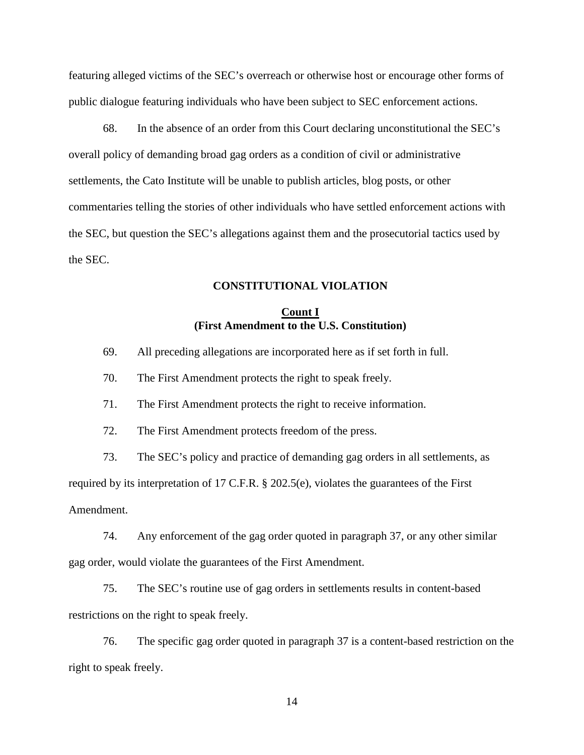featuring alleged victims of the SEC's overreach or otherwise host or encourage other forms of public dialogue featuring individuals who have been subject to SEC enforcement actions.

68. In the absence of an order from this Court declaring unconstitutional the SEC's overall policy of demanding broad gag orders as a condition of civil or administrative settlements, the Cato Institute will be unable to publish articles, blog posts, or other commentaries telling the stories of other individuals who have settled enforcement actions with the SEC, but question the SEC's allegations against them and the prosecutorial tactics used by the SEC.

## CONSTITUTIONAL VIOLATION

### Count I
### (First Amendment to the U.S. Constitution)

69. All preceding allegations are incorporated here as if set forth in full.

70. The First Amendment protects the right to speak freely.

71. The First Amendment protects the right to receive information.

72. The First Amendment protects freedom of the press.

73. The SEC's policy and practice of demanding gag orders in all settlements, as required by its interpretation of 17 C.F.R. § 202.5(e), violates the guarantees of the First Amendment.

74. Any enforcement of the gag order quoted in paragraph 37, or any other similar gag order, would violate the guarantees of the First Amendment.

75. The SEC's routine use of gag orders in settlements results in content-based restrictions on the right to speak freely.

76. The specific gag order quoted in paragraph 37 is a content-based restriction on the right to speak freely.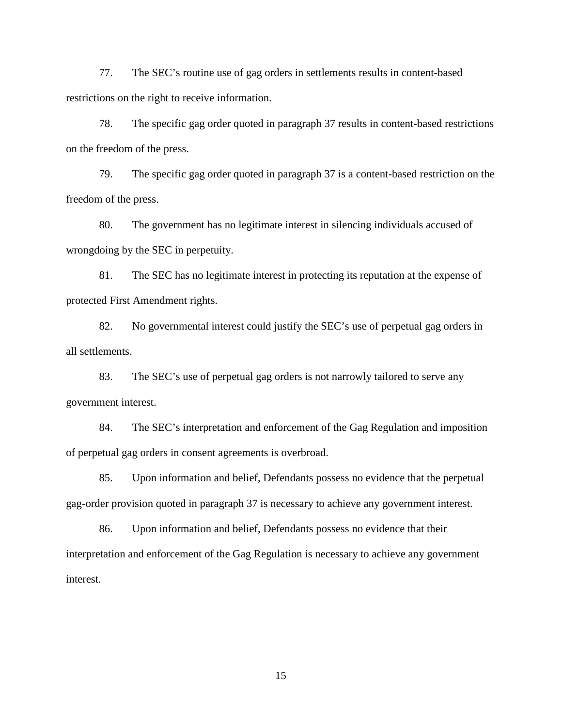77. The SEC's routine use of gag orders in settlements results in content-based restrictions on the right to receive information.

78. The specific gag order quoted in paragraph 37 results in content-based restrictions on the freedom of the press.

79. The specific gag order quoted in paragraph 37 is a content-based restriction on the freedom of the press.

80. The government has no legitimate interest in silencing individuals accused of wrongdoing by the SEC in perpetuity.

81. The SEC has no legitimate interest in protecting its reputation at the expense of protected First Amendment rights.

82. No governmental interest could justify the SEC's use of perpetual gag orders in all settlements.

83. The SEC's use of perpetual gag orders is not narrowly tailored to serve any government interest.

84. The SEC's interpretation and enforcement of the Gag Regulation and imposition of perpetual gag orders in consent agreements is overbroad.

85. Upon information and belief, Defendants possess no evidence that the perpetual gag-order provision quoted in paragraph 37 is necessary to achieve any government interest.

86. Upon information and belief, Defendants possess no evidence that their interpretation and enforcement of the Gag Regulation is necessary to achieve any government interest.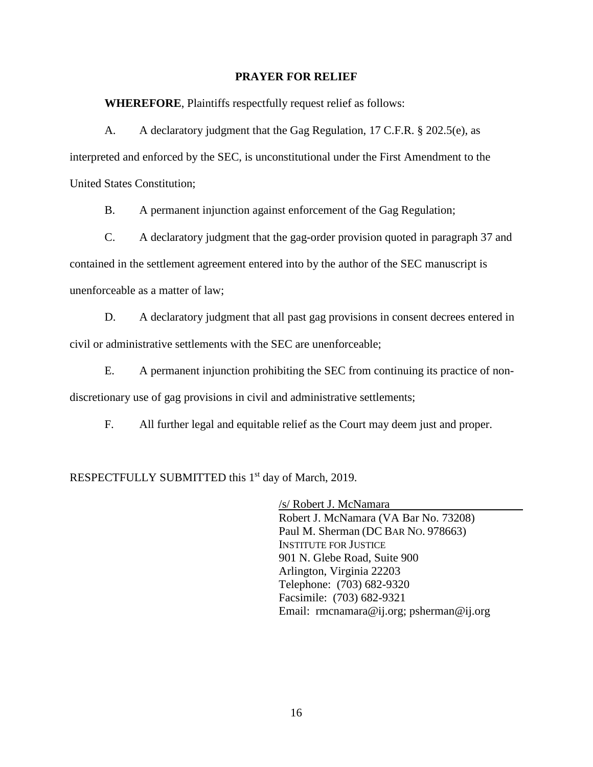## PRAYER FOR RELIEF

**WHEREFORE**, Plaintiffs respectfully request relief as follows:

A. A declaratory judgment that the Gag Regulation, 17 C.F.R. § 202.5(e), as interpreted and enforced by the SEC, is unconstitutional under the First Amendment to the United States Constitution;

B. A permanent injunction against enforcement of the Gag Regulation;

C. A declaratory judgment that the gag-order provision quoted in paragraph 37 and contained in the settlement agreement entered into by the author of the SEC manuscript is unenforceable as a matter of law;

D. A declaratory judgment that all past gag provisions in consent decrees entered in civil or administrative settlements with the SEC are unenforceable;

E. A permanent injunction prohibiting the SEC from continuing its practice of non-discretionary use of gag provisions in civil and administrative settlements;

F. All further legal and equitable relief as the Court may deem just and proper.

RESPECTFULLY SUBMITTED this 1st day of March, 2019.

/s/ Robert J. McNamara
Robert J. McNamara (VA Bar No. 73208)
Paul M. Sherman (DC BAR NO. 978663)
INSTITUTE FOR JUSTICE
901 N. Glebe Road, Suite 900
Arlington, Virginia 22203
Telephone: (703) 682-9320
Facsimile: (703) 682-9321
Email: rmcnamara@ij.org; psherman@ij.org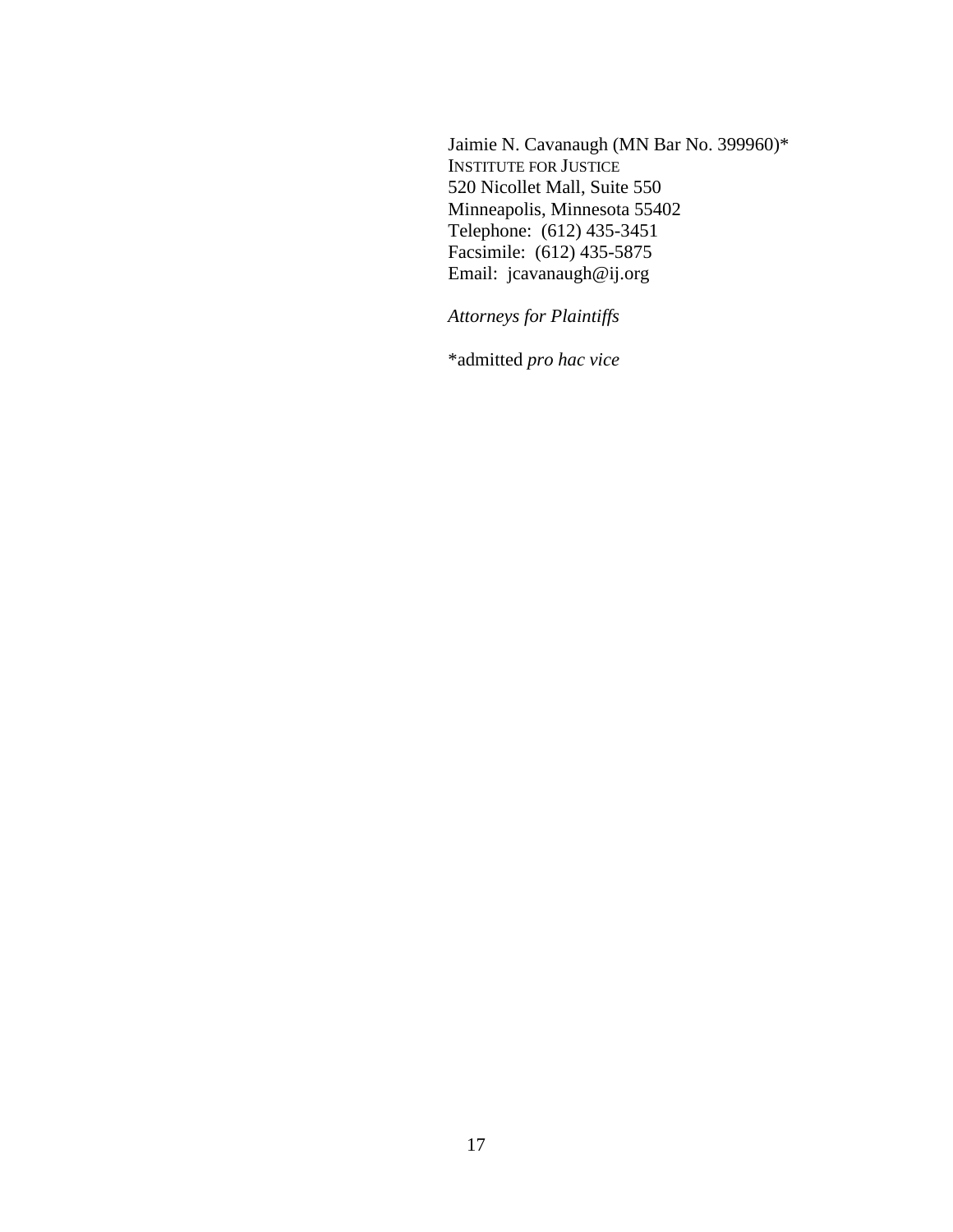Jaimie N. Cavanaugh (MN Bar No. 399960)*
INSTITUTE FOR JUSTICE
520 Nicollet Mall, Suite 550
Minneapolis, Minnesota 55402
Telephone: (612) 435-3451
Facsimile: (612) 435-5875
Email: jcavanaugh@ij.org

*Attorneys for Plaintiffs*

*admitted *pro hac vice*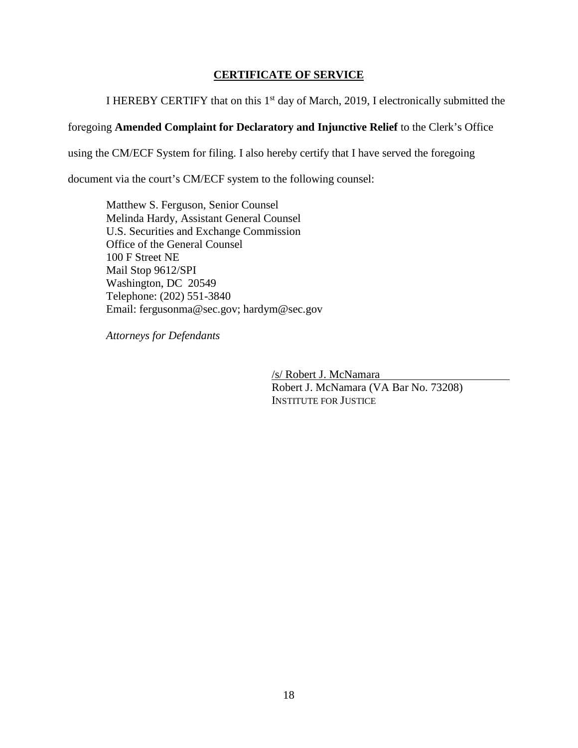**CERTIFICATE OF SERVICE**

I HEREBY CERTIFY that on this 1st day of March, 2019, I electronically submitted the foregoing **Amended Complaint for Declaratory and Injunctive Relief** to the Clerk's Office using the CM/ECF System for filing. I also hereby certify that I have served the foregoing document via the court's CM/ECF system to the following counsel:

Matthew S. Ferguson, Senior Counsel
Melinda Hardy, Assistant General Counsel
U.S. Securities and Exchange Commission
Office of the General Counsel
100 F Street NE
Mail Stop 9612/SPI
Washington, DC 20549
Telephone: (202) 551-3840
Email: fergusonma@sec.gov; hardym@sec.gov

*Attorneys for Defendants*

/s/ Robert J. McNamara
Robert J. McNamara (VA Bar No. 73208)
INSTITUTE FOR JUSTICE